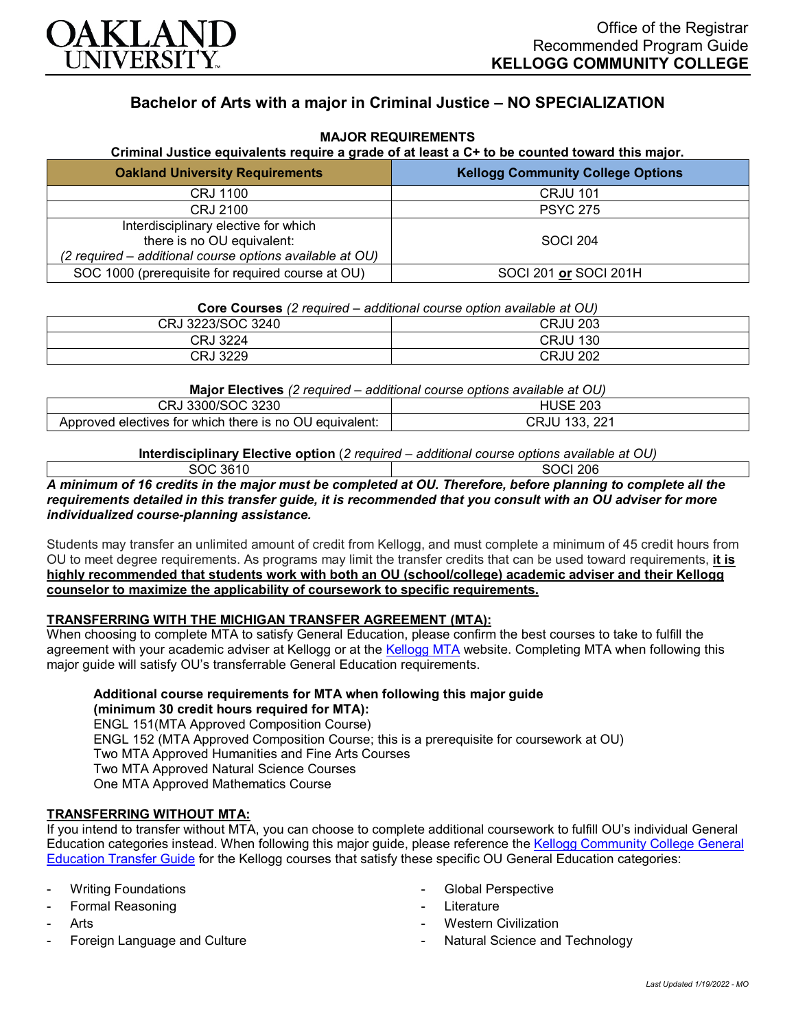Office of the Registrar
Recommended Program Guide
**KELLOGG COMMUNITY COLLEGE**

# Bachelor of Arts with a major in Criminal Justice – NO SPECIALIZATION

## MAJOR REQUIREMENTS

**Criminal Justice equivalents require a grade of at least a C+ to be counted toward this major.**

| Oakland University Requirements | Kellogg Community College Options |
|---|---|
| CRJ 1100 | CRJU 101 |
| CRJ 2100 | PSYC 275 |
| Interdisciplinary elective for which there is no OU equivalent: *(2 required – additional course options available at OU)* | SOCI 204 |
| SOC 1000 (prerequisite for required course at OU) | SOCI 201 **or** SOCI 201H |

**Core Courses** *(2 required – additional course option available at OU)*

| | |
|---|---|
| CRJ 3223/SOC 3240 | CRJU 203 |
| CRJ 3224 | CRJU 130 |
| CRJ 3229 | CRJU 202 |

**Major Electives** *(2 required – additional course options available at OU)*

| | |
|---|---|
| CRJ 3300/SOC 3230 | HUSE 203 |
| Approved electives for which there is no OU equivalent: | CRJU 133, 221 |

**Interdisciplinary Elective option** (*2 required – additional course options available at OU)*

| | |
|---|---|
| SOC 3610 | SOCI 206 |

***A minimum of 16 credits in the major must be completed at OU. Therefore, before planning to complete all the requirements detailed in this transfer guide, it is recommended that you consult with an OU adviser for more individualized course-planning assistance.***

Students may transfer an unlimited amount of credit from Kellogg, and must complete a minimum of 45 credit hours from OU to meet degree requirements. As programs may limit the transfer credits that can be used toward requirements, **it is highly recommended that students work with both an OU (school/college) academic adviser and their Kellogg counselor to maximize the applicability of coursework to specific requirements.**

### TRANSFERRING WITH THE MICHIGAN TRANSFER AGREEMENT (MTA):

When choosing to complete MTA to satisfy General Education, please confirm the best courses to take to fulfill the agreement with your academic adviser at Kellogg or at the Kellogg MTA website. Completing MTA when following this major guide will satisfy OU's transferrable General Education requirements.

**Additional course requirements for MTA when following this major guide (minimum 30 credit hours required for MTA):**
ENGL 151(MTA Approved Composition Course)
ENGL 152 (MTA Approved Composition Course; this is a prerequisite for coursework at OU)
Two MTA Approved Humanities and Fine Arts Courses
Two MTA Approved Natural Science Courses
One MTA Approved Mathematics Course

### TRANSFERRING WITHOUT MTA:

If you intend to transfer without MTA, you can choose to complete additional coursework to fulfill OU's individual General Education categories instead. When following this major guide, please reference the Kellogg Community College General Education Transfer Guide for the Kellogg courses that satisfy these specific OU General Education categories:

- Writing Foundations
- Formal Reasoning
- Arts
- Foreign Language and Culture
- Global Perspective
- Literature
- Western Civilization
- Natural Science and Technology

*Last Updated 1/19/2022 - MO*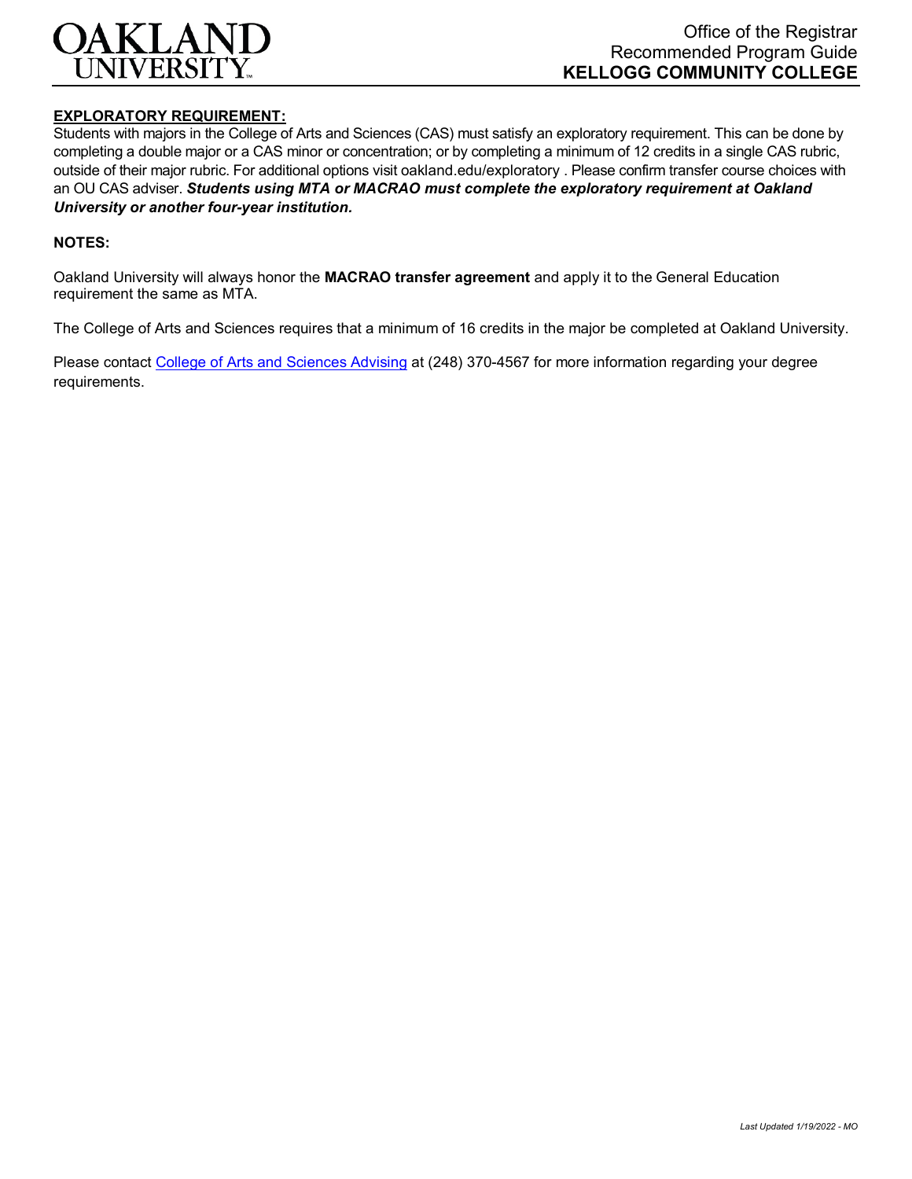**EXPLORATORY REQUIREMENT:**

Students with majors in the College of Arts and Sciences (CAS) must satisfy an exploratory requirement. This can be done by completing a double major or a CAS minor or concentration; or by completing a minimum of 12 credits in a single CAS rubric, outside of their major rubric. For additional options visit oakland.edu/exploratory . Please confirm transfer course choices with an OU CAS adviser. ***Students using MTA or MACRAO must complete the exploratory requirement at Oakland University or another four-year institution.***

**NOTES:**

Oakland University will always honor the **MACRAO transfer agreement** and apply it to the General Education requirement the same as MTA.

The College of Arts and Sciences requires that a minimum of 16 credits in the major be completed at Oakland University.

Please contact College of Arts and Sciences Advising at (248) 370-4567 for more information regarding your degree requirements.

*Last Updated 1/19/2022 - MO*